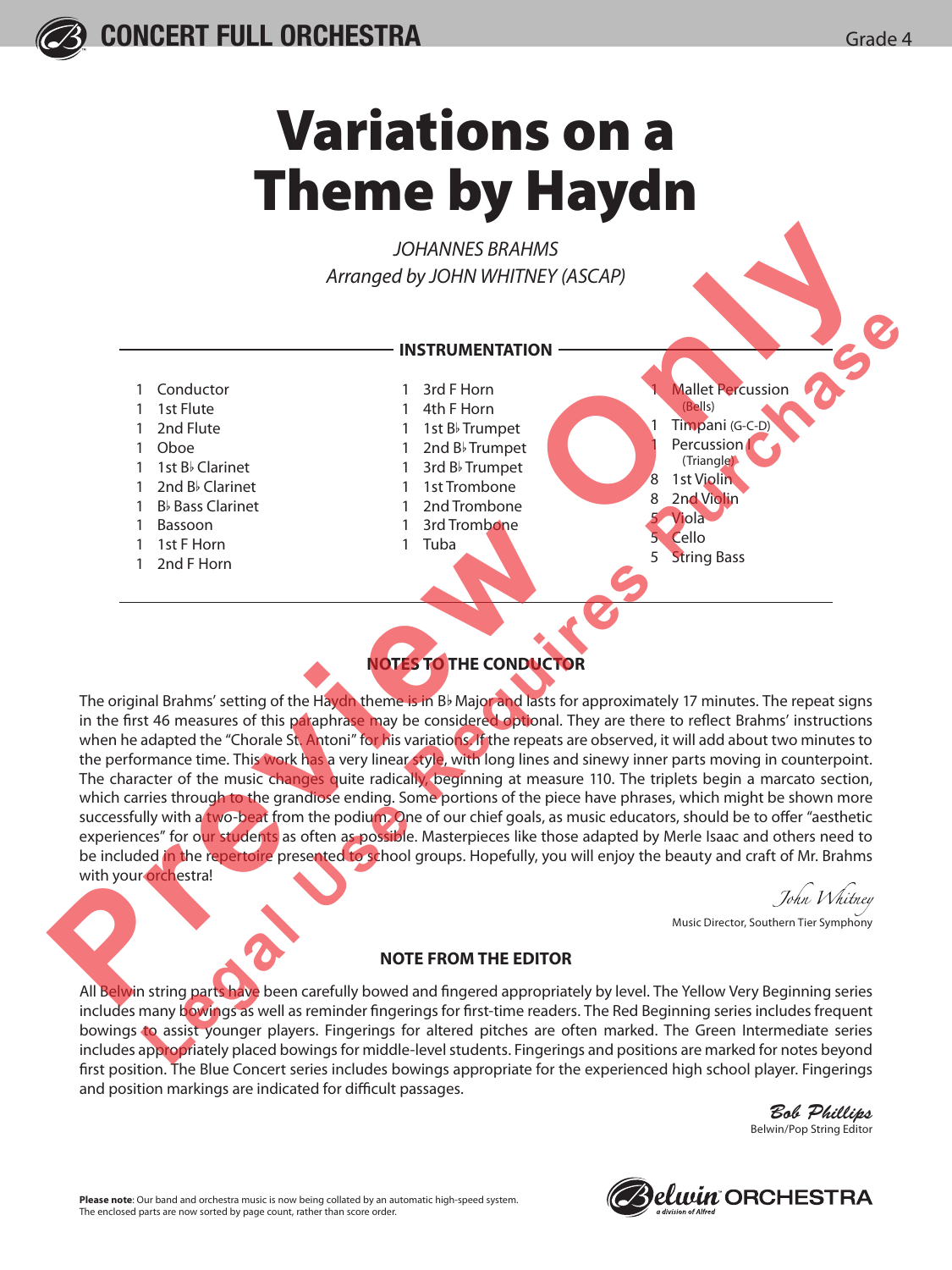CONCERT FULL ORCHESTRA

Grade 4

# Variations on a Theme by Haydn

*JOHANNES BRAHMS*

*Arranged by JOHN WHITNEY (ASCAP)*

## INSTRUMENTATION

- 1 Conductor
- 1 1st Flute
- 1 2nd Flute
- 1 Oboe
- 1 1st B♭ Clarinet
- 1 2nd B♭ Clarinet
- 1 B♭ Bass Clarinet
- 1 Bassoon
- 1 1st F Horn
- 1 2nd F Horn
- 1 3rd F Horn
- 1 4th F Horn
- 1 1st B♭ Trumpet
- 1 2nd B♭ Trumpet
- 1 3rd B♭ Trumpet
- 1 1st Trombone
- 1 2nd Trombone
- 1 3rd Trombone
- 1 Tuba
- 1 Mallet Percussion (Bells)
- 1 Timpani (G-C-D)
- 1 Percussion I (Triangle)
- 8 1st Violin
- 8 2nd Violin
- 5 Viola
- 5 Cello
- 5 String Bass

## NOTES TO THE CONDUCTOR

The original Brahms' setting of the Haydn theme is in B♭ Major and lasts for approximately 17 minutes. The repeat signs in the first 46 measures of this paraphrase may be considered optional. They are there to reflect Brahms' instructions when he adapted the "Chorale St. Antoni" for his variations. If the repeats are observed, it will add about two minutes to the performance time. This work has a very linear style, with long lines and sinewy inner parts moving in counterpoint. The character of the music changes quite radically, beginning at measure 110. The triplets begin a marcato section, which carries through to the grandiose ending. Some portions of the piece have phrases, which might be shown more successfully with a two-beat from the podium. One of our chief goals, as music educators, should be to offer "aesthetic experiences" for our students as often as possible. Masterpieces like those adapted by Merle Isaac and others need to be included in the repertoire presented to school groups. Hopefully, you will enjoy the beauty and craft of Mr. Brahms with your orchestra!

*John Whitney*
Music Director, Southern Tier Symphony

## NOTE FROM THE EDITOR

All Belwin string parts have been carefully bowed and fingered appropriately by level. The Yellow Very Beginning series includes many bowings as well as reminder fingerings for first-time readers. The Red Beginning series includes frequent bowings to assist younger players. Fingerings for altered pitches are often marked. The Green Intermediate series includes appropriately placed bowings for middle-level students. Fingerings and positions are marked for notes beyond first position. The Blue Concert series includes bowings appropriate for the experienced high school player. Fingerings and position markings are indicated for difficult passages.

*Bob Phillips*
Belwin/Pop String Editor

**Please note**: Our band and orchestra music is now being collated by an automatic high-speed system. The enclosed parts are now sorted by page count, rather than score order.

Belwin ORCHESTRA
a division of Alfred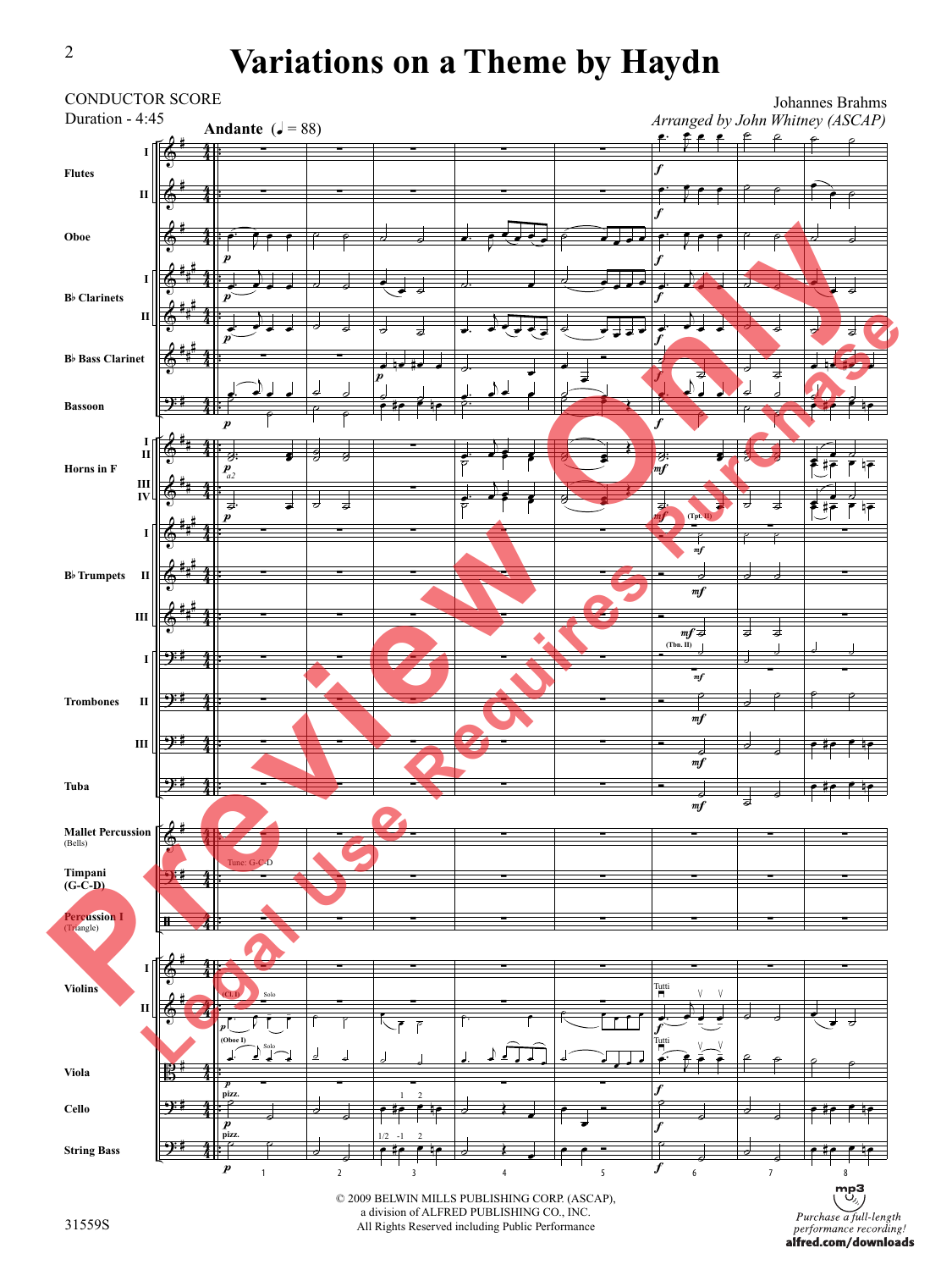# Variations on a Theme by Haydn

CONDUCTOR SCORE
Duration - 4:45

Johannes Brahms
*Arranged by John Whitney (ASCAP)*

**Andante** (♩ = 88)

© 2009 BELWIN MILLS PUBLISHING CORP. (ASCAP),
a division of ALFRED PUBLISHING CO., INC.
All Rights Reserved including Public Performance

31559S

*Purchase a full-length performance recording!*
**alfred.com/downloads**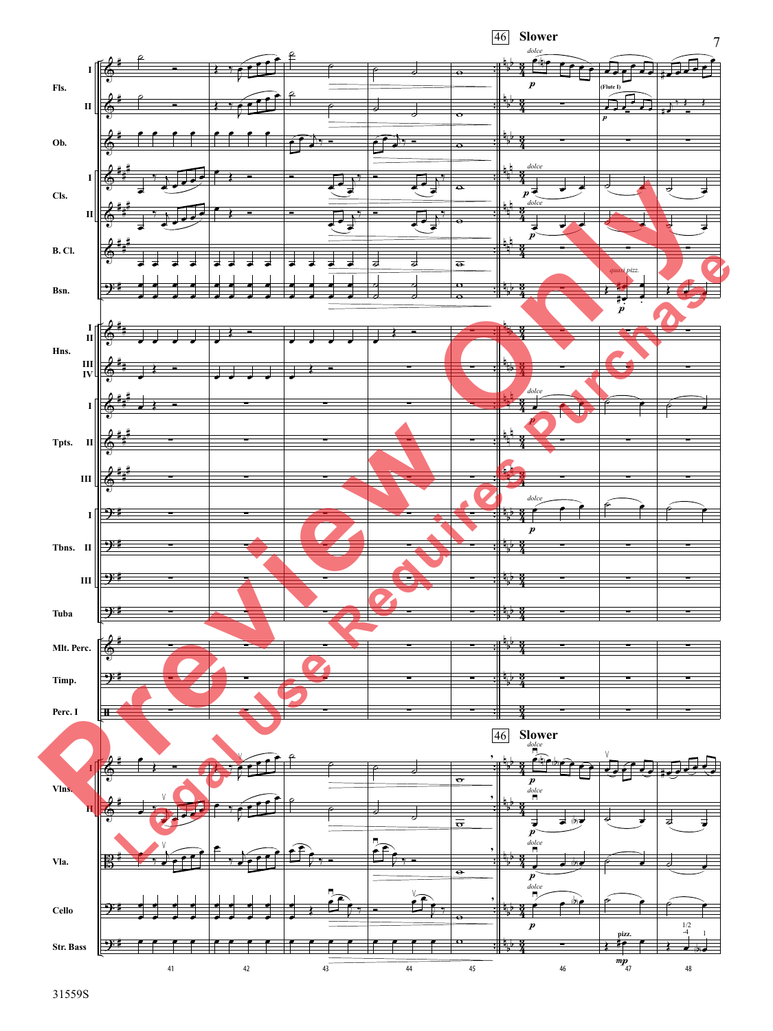46 **Slower**

*dolce*

*p*

(Flute I)

*quasi pizz.*

*mp*

pizz.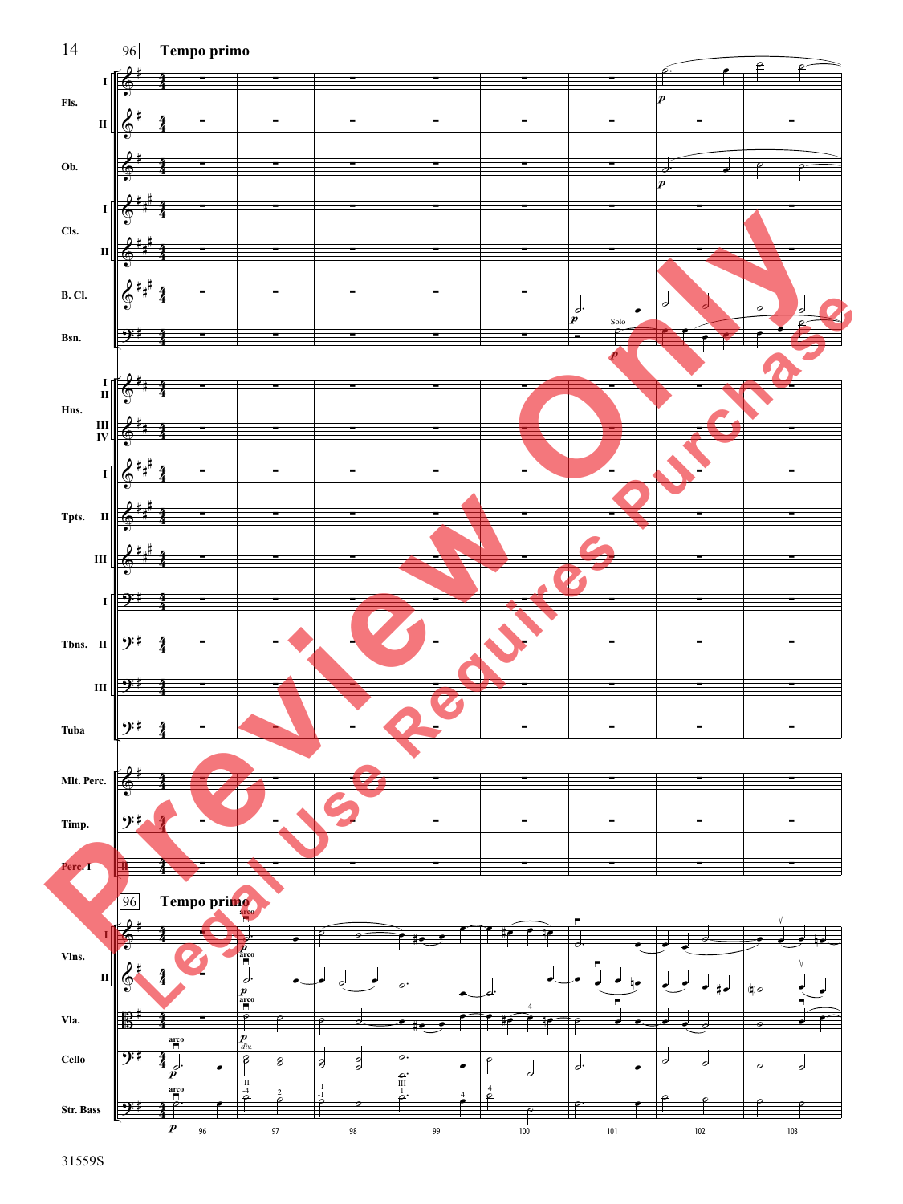96 **Tempo primo**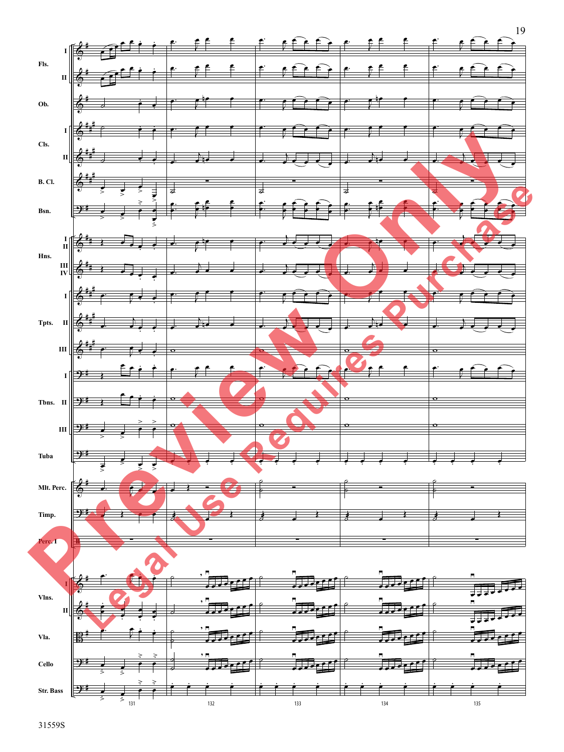Fls. I
II

Ob.

Cls. I
II

B. Cl.

Bsn.

Hns. I II
III IV

Tpts. I
II
III

Tbns. I
II
III

Tuba

Mlt. Perc.

Timp.

Perc. I

Vlns. I
II

Vla.

Cello

Str. Bass

131 132 133 134 135

Preview Only
Legal Use Requires Purchase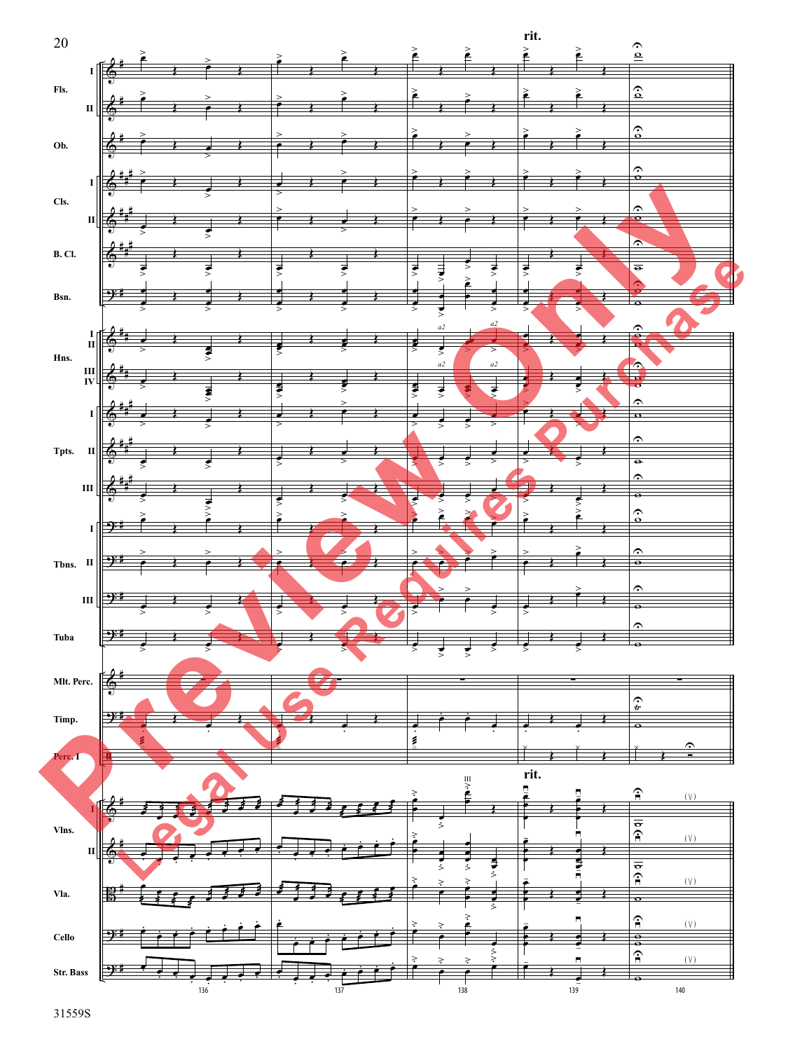rit.

Fls. I
Fls. II
Ob.
Cls. I
Cls. II
B. Cl.
Bsn.
Hns. I II
Hns. III IV
Tpts. I
Tpts. II
Tpts. III
Tbns. I
Tbns. II
Tbns. III
Tuba
Mlt. Perc.
Timp.
Perc. I

rit.

Vlns. I
Vlns. II
Vla.
Cello
Str. Bass

136 137 138 139 140

Preview Only
Legal Use Requires Purchase